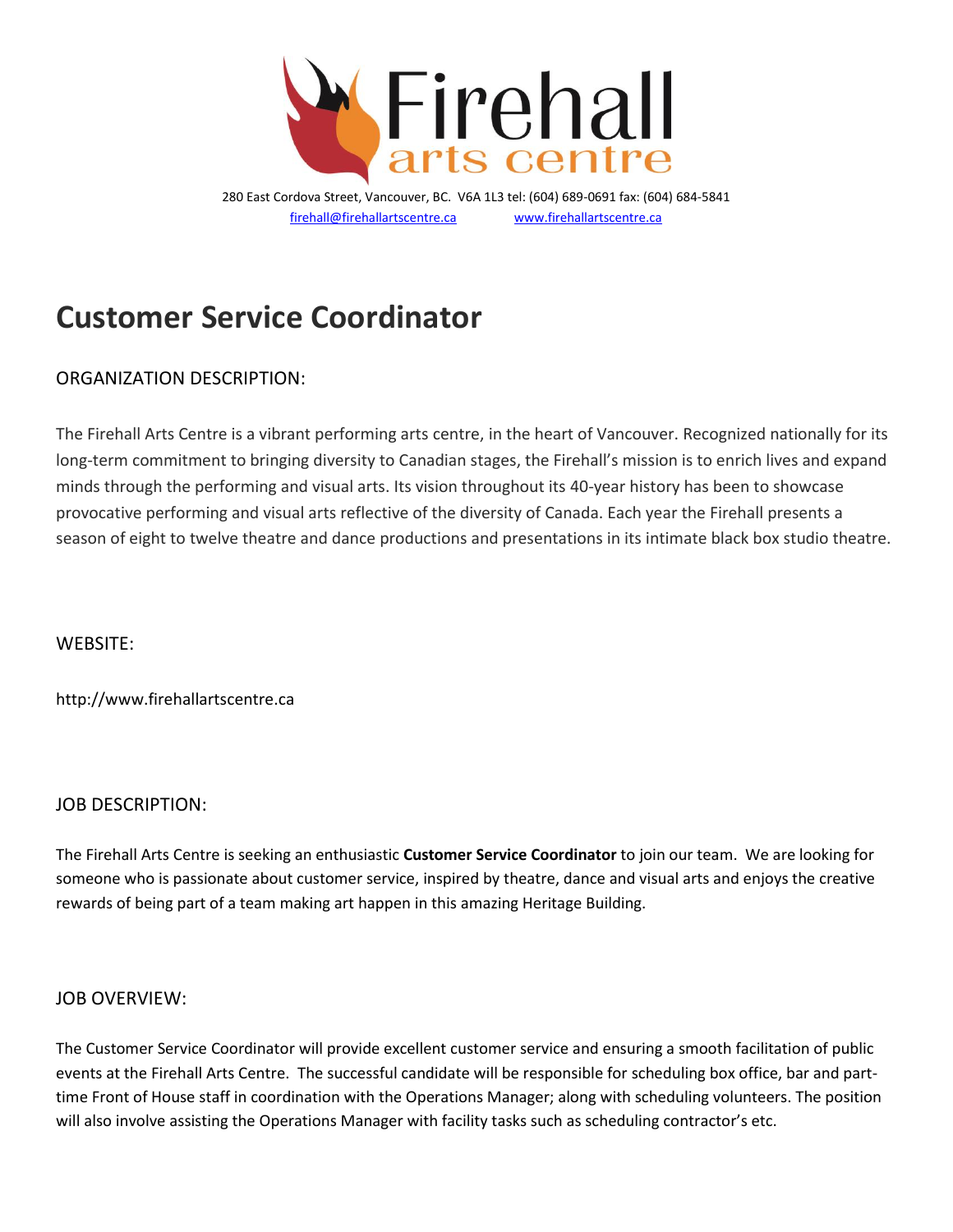# Firehall arts centre

280 East Cordova Street, Vancouver, BC. V6A 1L3 tel: (604) 689-0691 fax: (604) 684-5841
firehall@firehallartscentre.ca www.firehallartscentre.ca

# Customer Service Coordinator

## ORGANIZATION DESCRIPTION:

The Firehall Arts Centre is a vibrant performing arts centre, in the heart of Vancouver. Recognized nationally for its long-term commitment to bringing diversity to Canadian stages, the Firehall's mission is to enrich lives and expand minds through the performing and visual arts. Its vision throughout its 40-year history has been to showcase provocative performing and visual arts reflective of the diversity of Canada. Each year the Firehall presents a season of eight to twelve theatre and dance productions and presentations in its intimate black box studio theatre.

## WEBSITE:

http://www.firehallartscentre.ca

## JOB DESCRIPTION:

The Firehall Arts Centre is seeking an enthusiastic **Customer Service Coordinator** to join our team. We are looking for someone who is passionate about customer service, inspired by theatre, dance and visual arts and enjoys the creative rewards of being part of a team making art happen in this amazing Heritage Building.

## JOB OVERVIEW:

The Customer Service Coordinator will provide excellent customer service and ensuring a smooth facilitation of public events at the Firehall Arts Centre. The successful candidate will be responsible for scheduling box office, bar and part-time Front of House staff in coordination with the Operations Manager; along with scheduling volunteers. The position will also involve assisting the Operations Manager with facility tasks such as scheduling contractor's etc.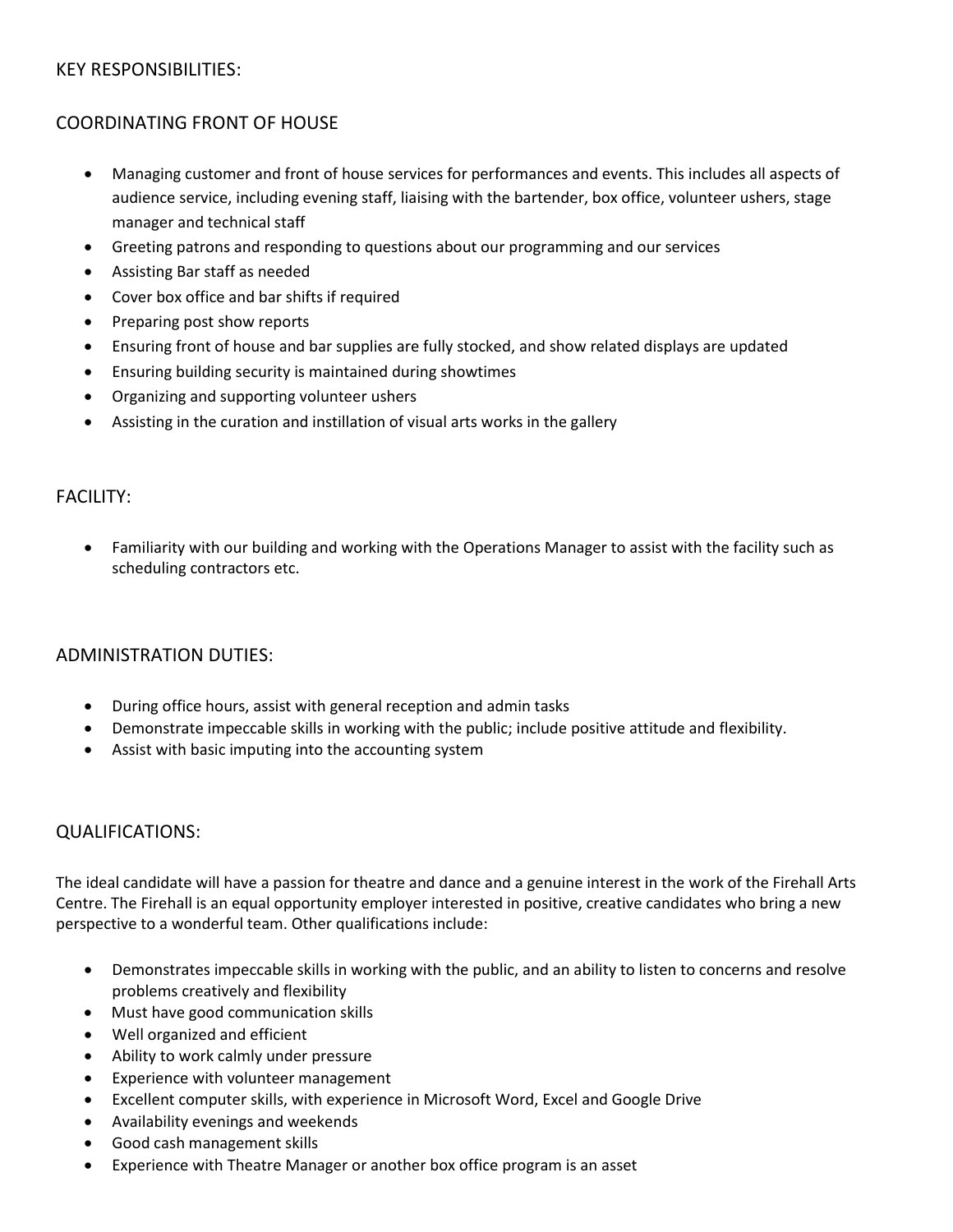## KEY RESPONSIBILITIES:

### COORDINATING FRONT OF HOUSE

- Managing customer and front of house services for performances and events. This includes all aspects of audience service, including evening staff, liaising with the bartender, box office, volunteer ushers, stage manager and technical staff
- Greeting patrons and responding to questions about our programming and our services
- Assisting Bar staff as needed
- Cover box office and bar shifts if required
- Preparing post show reports
- Ensuring front of house and bar supplies are fully stocked, and show related displays are updated
- Ensuring building security is maintained during showtimes
- Organizing and supporting volunteer ushers
- Assisting in the curation and instillation of visual arts works in the gallery

### FACILITY:

- Familiarity with our building and working with the Operations Manager to assist with the facility such as scheduling contractors etc.

### ADMINISTRATION DUTIES:

- During office hours, assist with general reception and admin tasks
- Demonstrate impeccable skills in working with the public; include positive attitude and flexibility.
- Assist with basic imputing into the accounting system

### QUALIFICATIONS:

The ideal candidate will have a passion for theatre and dance and a genuine interest in the work of the Firehall Arts Centre. The Firehall is an equal opportunity employer interested in positive, creative candidates who bring a new perspective to a wonderful team. Other qualifications include:

- Demonstrates impeccable skills in working with the public, and an ability to listen to concerns and resolve problems creatively and flexibility
- Must have good communication skills
- Well organized and efficient
- Ability to work calmly under pressure
- Experience with volunteer management
- Excellent computer skills, with experience in Microsoft Word, Excel and Google Drive
- Availability evenings and weekends
- Good cash management skills
- Experience with Theatre Manager or another box office program is an asset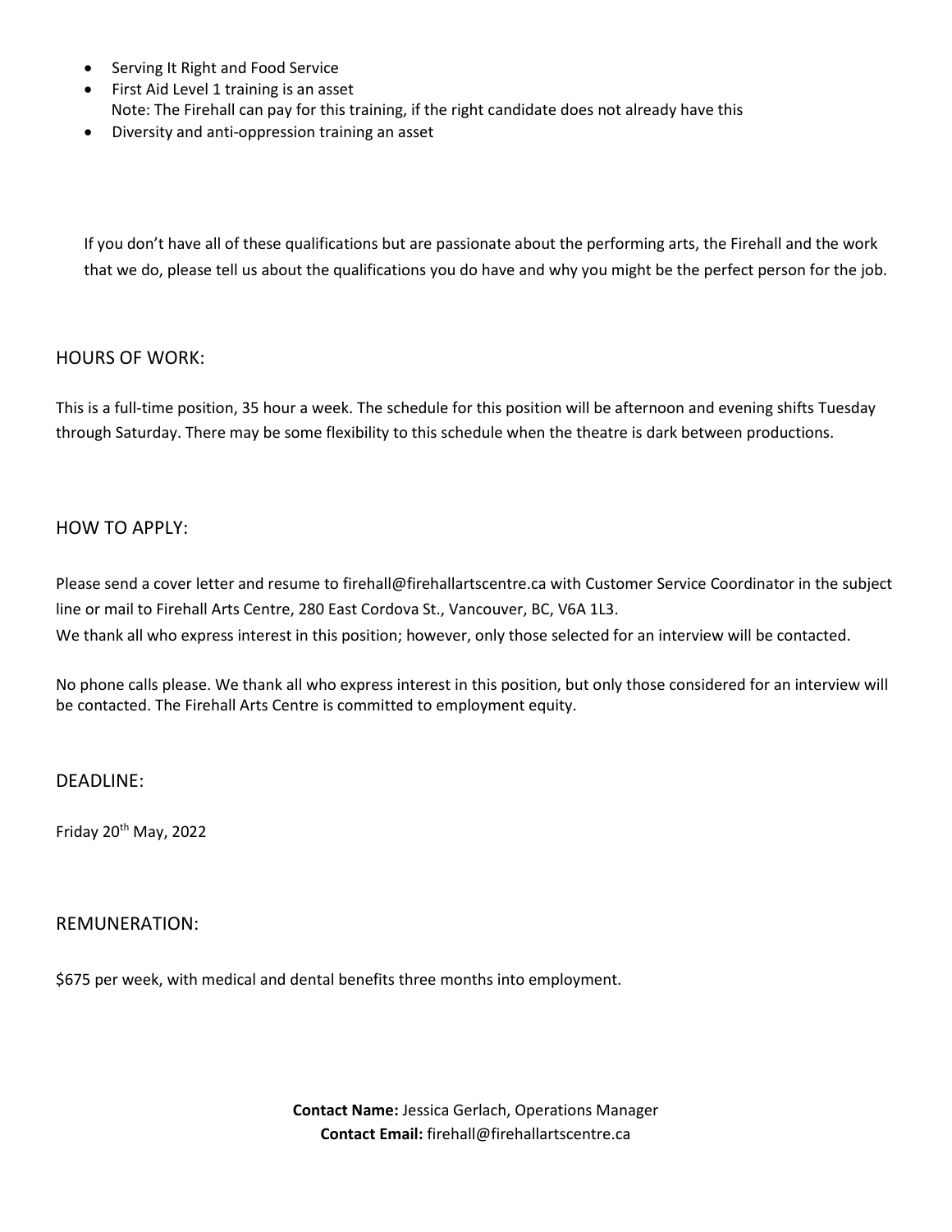- Serving It Right and Food Service
- First Aid Level 1 training is an asset
  Note: The Firehall can pay for this training, if the right candidate does not already have this
- Diversity and anti-oppression training an asset

If you don't have all of these qualifications but are passionate about the performing arts, the Firehall and the work that we do, please tell us about the qualifications you do have and why you might be the perfect person for the job.

## HOURS OF WORK:

This is a full-time position, 35 hour a week. The schedule for this position will be afternoon and evening shifts Tuesday through Saturday. There may be some flexibility to this schedule when the theatre is dark between productions.

## HOW TO APPLY:

Please send a cover letter and resume to firehall@firehallartscentre.ca with Customer Service Coordinator in the subject line or mail to Firehall Arts Centre, 280 East Cordova St., Vancouver, BC, V6A 1L3.
We thank all who express interest in this position; however, only those selected for an interview will be contacted.

No phone calls please. We thank all who express interest in this position, but only those considered for an interview will be contacted. The Firehall Arts Centre is committed to employment equity.

## DEADLINE:

Friday 20th May, 2022

## REMUNERATION:

$675 per week, with medical and dental benefits three months into employment.

**Contact Name:** Jessica Gerlach, Operations Manager
**Contact Email:** firehall@firehallartscentre.ca